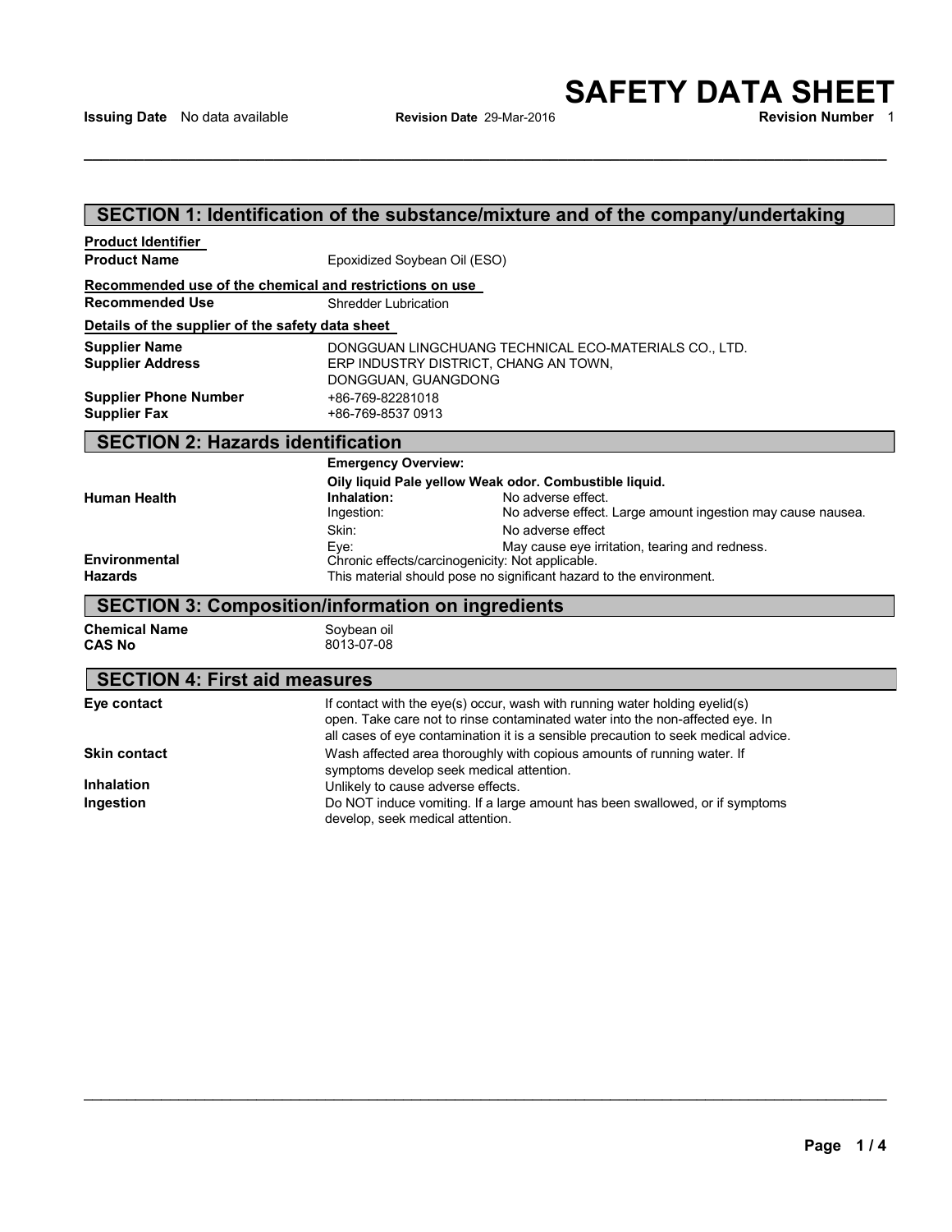# SAFETY DATA SHEET

**Issuing Date** No data available **Revision Date** 29-Mar-2016 **Revision Number** 1

## SECTION 1: Identification of the substance/mixture and of the company/undertaking

**Product Identifier**

| | |
|---|---|
| **Product Name** | Epoxidized Soybean Oil (ESO) |

**Recommended use of the chemical and restrictions on use**

| | |
|---|---|
| **Recommended Use** | Shredder Lubrication |

**Details of the supplier of the safety data sheet**

| | |
|---|---|
| **Supplier Name** | DONGGUAN LINGCHUANG TECHNICAL ECO-MATERIALS CO., LTD. |
| **Supplier Address** | ERP INDUSTRY DISTRICT, CHANG AN TOWN, DONGGUAN, GUANGDONG |
| **Supplier Phone Number** | +86-769-82281018 |
| **Supplier Fax** | +86-769-8537 0913 |

## SECTION 2: Hazards identification

**Emergency Overview:**

**Oily liquid Pale yellow Weak odor. Combustible liquid.**

**Human Health**

| | |
|---|---|
| **Inhalation:** | No adverse effect. |
| Ingestion: | No adverse effect. Large amount ingestion may cause nausea. |
| Skin: | No adverse effect |
| Eye: | May cause eye irritation, tearing and redness. |

Chronic effects/carcinogenicity: Not applicable.

**Environmental Hazards**

This material should pose no significant hazard to the environment.

## SECTION 3: Composition/information on ingredients

| | |
|---|---|
| **Chemical Name** | Soybean oil |
| **CAS No** | 8013-07-08 |

## SECTION 4: First aid measures

| | |
|---|---|
| **Eye contact** | If contact with the eye(s) occur, wash with running water holding eyelid(s) open. Take care not to rinse contaminated water into the non-affected eye. In all cases of eye contamination it is a sensible precaution to seek medical advice. |
| **Skin contact** | Wash affected area thoroughly with copious amounts of running water. If symptoms develop seek medical attention. |
| **Inhalation** | Unlikely to cause adverse effects. |
| **Ingestion** | Do NOT induce vomiting. If a large amount has been swallowed, or if symptoms develop, seek medical attention. |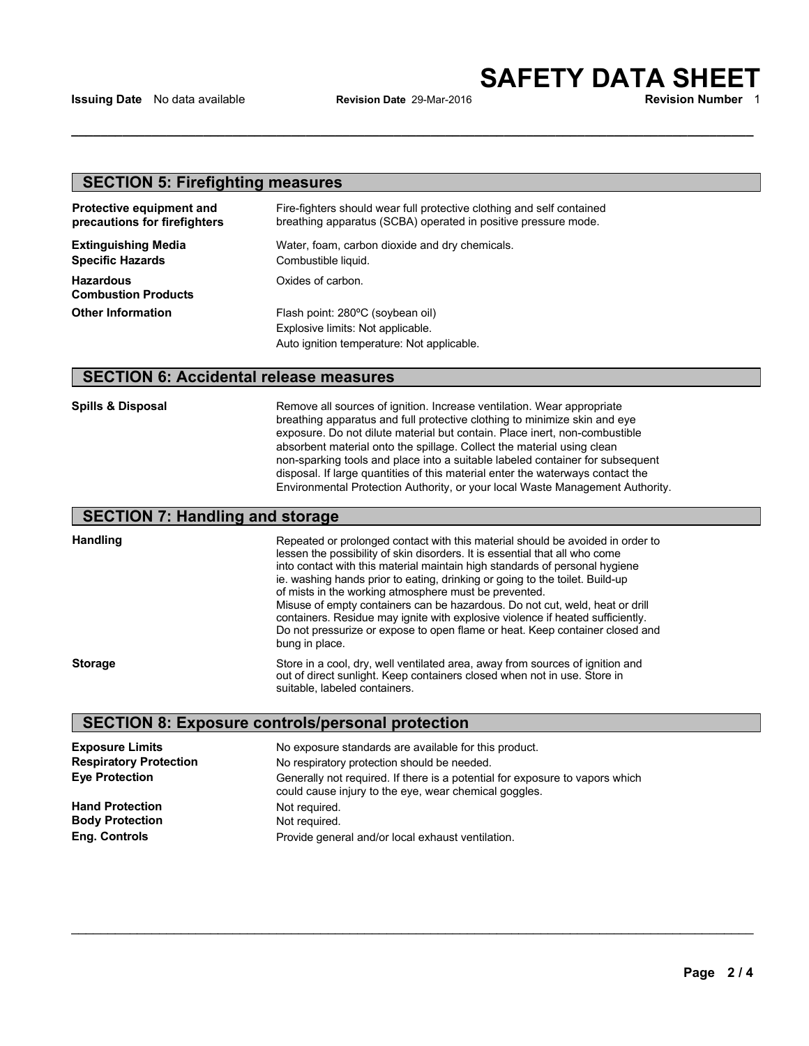## SECTION 5: Firefighting measures

**Protective equipment and precautions for firefighters** Fire-fighters should wear full protective clothing and self contained breathing apparatus (SCBA) operated in positive pressure mode.

**Extinguishing Media** Water, foam, carbon dioxide and dry chemicals.

**Specific Hazards** Combustible liquid.

**Hazardous Combustion Products** Oxides of carbon.

**Other Information** Flash point: 280ºC (soybean oil)
Explosive limits: Not applicable.
Auto ignition temperature: Not applicable.

## SECTION 6: Accidental release measures

**Spills & Disposal** Remove all sources of ignition. Increase ventilation. Wear appropriate breathing apparatus and full protective clothing to minimize skin and eye exposure. Do not dilute material but contain. Place inert, non-combustible absorbent material onto the spillage. Collect the material using clean non-sparking tools and place into a suitable labeled container for subsequent disposal. If large quantities of this material enter the waterways contact the Environmental Protection Authority, or your local Waste Management Authority.

## SECTION 7: Handling and storage

**Handling** Repeated or prolonged contact with this material should be avoided in order to lessen the possibility of skin disorders. It is essential that all who come into contact with this material maintain high standards of personal hygiene ie. washing hands prior to eating, drinking or going to the toilet. Build-up of mists in the working atmosphere must be prevented.
Misuse of empty containers can be hazardous. Do not cut, weld, heat or drill containers. Residue may ignite with explosive violence if heated sufficiently. Do not pressurize or expose to open flame or heat. Keep container closed and bung in place.

**Storage** Store in a cool, dry, well ventilated area, away from sources of ignition and out of direct sunlight. Keep containers closed when not in use. Store in suitable, labeled containers.

## SECTION 8: Exposure controls/personal protection

**Exposure Limits** No exposure standards are available for this product.

**Respiratory Protection** No respiratory protection should be needed.

**Eye Protection** Generally not required. If there is a potential for exposure to vapors which could cause injury to the eye, wear chemical goggles.

**Hand Protection** Not required.

**Body Protection** Not required.

**Eng. Controls** Provide general and/or local exhaust ventilation.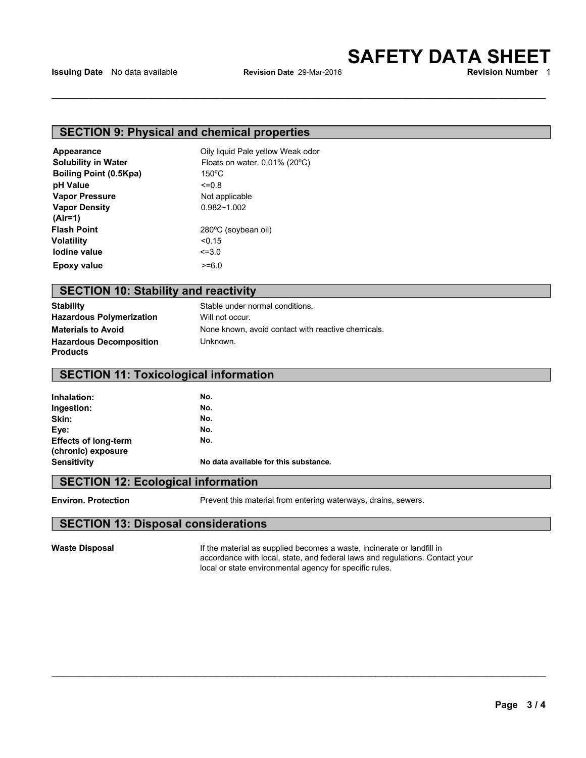# SAFETY DATA SHEET

**Issuing Date** No data available **Revision Date** 29-Mar-2016 **Revision Number** 1

## SECTION 9: Physical and chemical properties

| | |
|---|---|
| **Appearance** | Oily liquid Pale yellow Weak odor |
| **Solubility in Water** | Floats on water. 0.01% (20ºC) |
| **Boiling Point (0.5Kpa)** | 150ºC |
| **pH Value** | <=0.8 |
| **Vapor Pressure** | Not applicable |
| **Vapor Density (Air=1)** | 0.982~1.002 |
| **Flash Point** | 280ºC (soybean oil) |
| **Volatility** | <0.15 |
| **Iodine value** | <=3.0 |
| **Epoxy value** | >=6.0 |

## SECTION 10: Stability and reactivity

| | |
|---|---|
| **Stability** | Stable under normal conditions. |
| **Hazardous Polymerization** | Will not occur. |
| **Materials to Avoid** | None known, avoid contact with reactive chemicals. |
| **Hazardous Decomposition Products** | Unknown. |

## SECTION 11: Toxicological information

| | |
|---|---|
| **Inhalation:** | **No.** |
| **Ingestion:** | **No.** |
| **Skin:** | **No.** |
| **Eye:** | **No.** |
| **Effects of long-term (chronic) exposure** | **No.** |
| **Sensitivity** | **No data available for this substance.** |

## SECTION 12: Ecological information

**Environ. Protection** Prevent this material from entering waterways, drains, sewers.

## SECTION 13: Disposal considerations

**Waste Disposal** If the material as supplied becomes a waste, incinerate or landfill in accordance with local, state, and federal laws and regulations. Contact your local or state environmental agency for specific rules.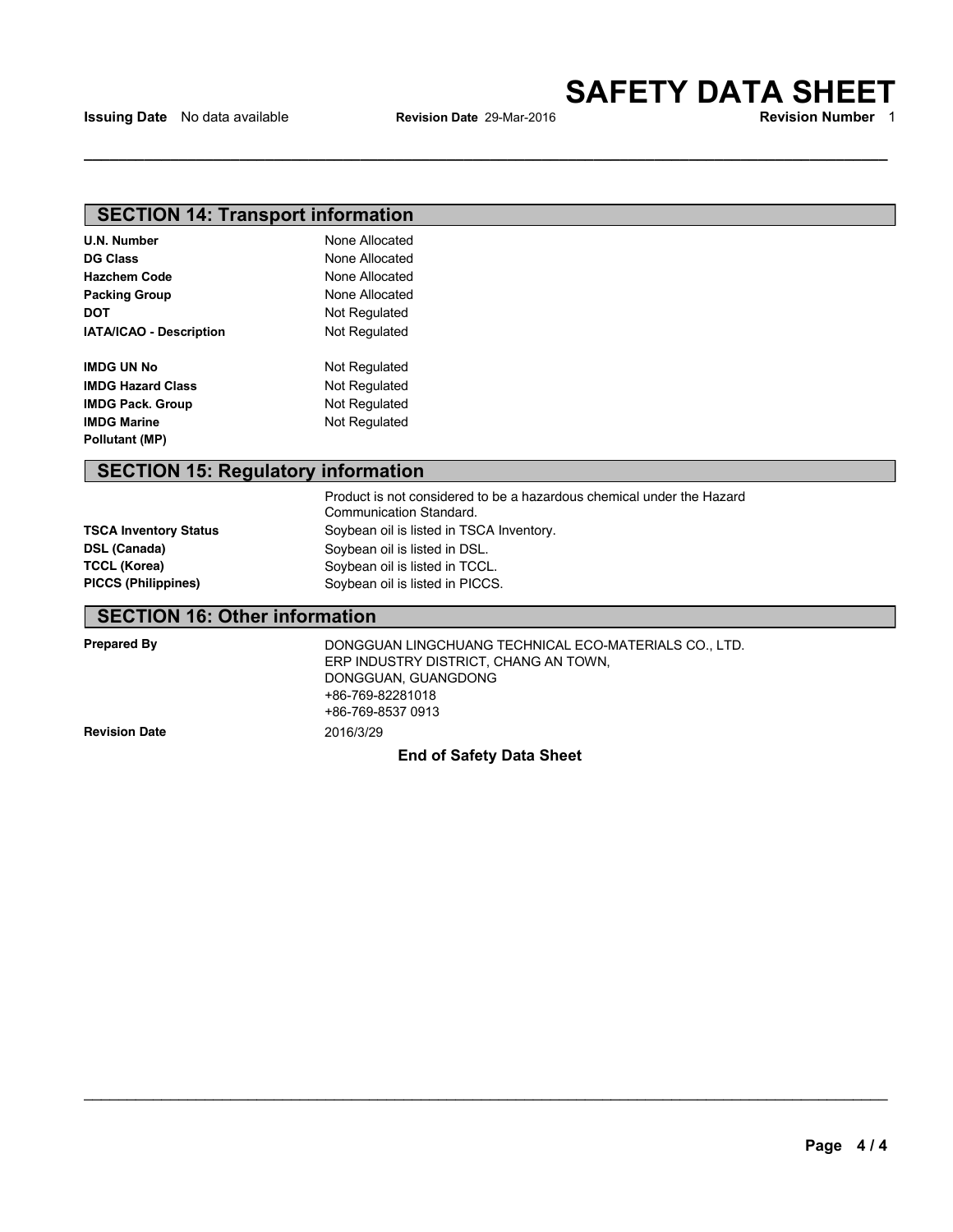## SECTION 14: Transport information

| | |
|---|---|
| **U.N. Number** | None Allocated |
| **DG Class** | None Allocated |
| **Hazchem Code** | None Allocated |
| **Packing Group** | None Allocated |
| **DOT** | Not Regulated |
| **IATA/ICAO - Description** | Not Regulated |
| **IMDG UN No** | Not Regulated |
| **IMDG Hazard Class** | Not Regulated |
| **IMDG Pack. Group** | Not Regulated |
| **IMDG Marine Pollutant (MP)** | Not Regulated |

## SECTION 15: Regulatory information

Product is not considered to be a hazardous chemical under the Hazard Communication Standard.

| | |
|---|---|
| **TSCA Inventory Status** | Soybean oil is listed in TSCA Inventory. |
| **DSL (Canada)** | Soybean oil is listed in DSL. |
| **TCCL (Korea)** | Soybean oil is listed in TCCL. |
| **PICCS (Philippines)** | Soybean oil is listed in PICCS. |

## SECTION 16: Other information

**Prepared By**

DONGGUAN LINGCHUANG TECHNICAL ECO-MATERIALS CO., LTD.
ERP INDUSTRY DISTRICT, CHANG AN TOWN,
DONGGUAN, GUANGDONG
+86-769-82281018
+86-769-8537 0913

**Revision Date** 2016/3/29

**End of Safety Data Sheet**